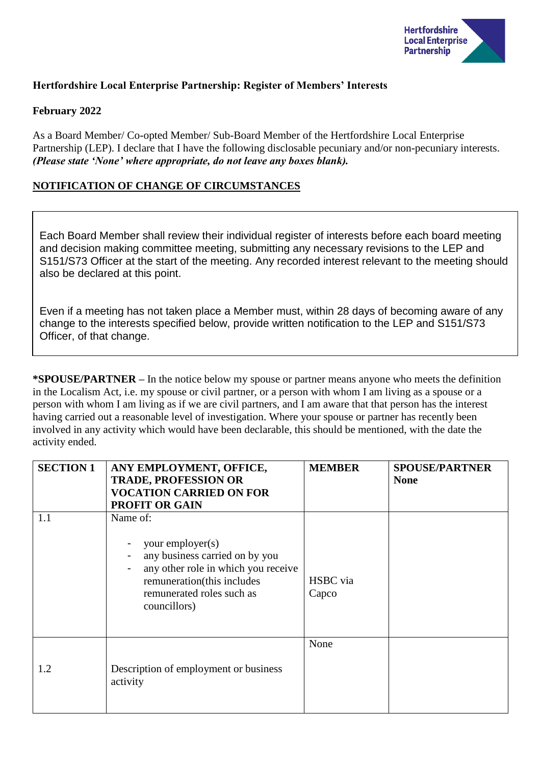**Hertfordshire Local Enterprise Partnership: Register of Members' Interests**

**February 2022**

As a Board Member/ Co-opted Member/ Sub-Board Member of the Hertfordshire Local Enterprise Partnership (LEP). I declare that I have the following disclosable pecuniary and/or non-pecuniary interests. ***(Please state 'None' where appropriate, do not leave any boxes blank).***

**NOTIFICATION OF CHANGE OF CIRCUMSTANCES**

Each Board Member shall review their individual register of interests before each board meeting and decision making committee meeting, submitting any necessary revisions to the LEP and S151/S73 Officer at the start of the meeting. Any recorded interest relevant to the meeting should also be declared at this point.

Even if a meeting has not taken place a Member must, within 28 days of becoming aware of any change to the interests specified below, provide written notification to the LEP and S151/S73 Officer, of that change.

**\*SPOUSE/PARTNER** – In the notice below my spouse or partner means anyone who meets the definition in the Localism Act, i.e. my spouse or civil partner, or a person with whom I am living as a spouse or a person with whom I am living as if we are civil partners, and I am aware that that person has the interest having carried out a reasonable level of investigation. Where your spouse or partner has recently been involved in any activity which would have been declarable, this should be mentioned, with the date the activity ended.

| **SECTION 1** | **ANY EMPLOYMENT, OFFICE, TRADE, PROFESSION OR VOCATION CARRIED ON FOR PROFIT OR GAIN** | **MEMBER** | **SPOUSE/PARTNER None** |
|---|---|---|---|
| 1.1 | Name of:<br>- your employer(s)<br>- any business carried on by you<br>- any other role in which you receive remuneration(this includes remunerated roles such as councillors) | HSBC via Capco | |
| 1.2 | Description of employment or business activity | None | |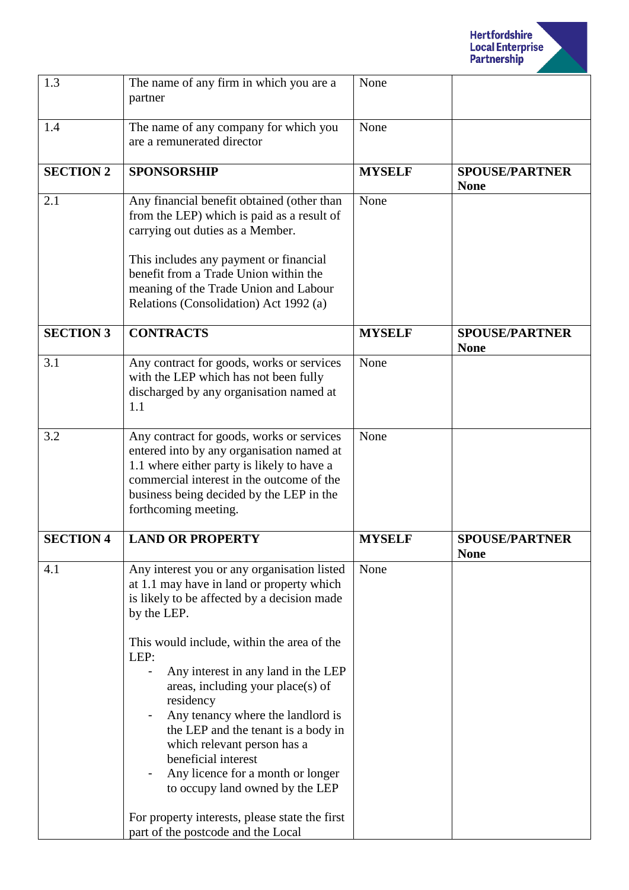| 1.3 | The name of any firm in which you are a partner | None | |
|---|---|---|---|
| 1.4 | The name of any company for which you are a remunerated director | None | |
| **SECTION 2** | **SPONSORSHIP** | **MYSELF** | **SPOUSE/PARTNER None** |
| 2.1 | Any financial benefit obtained (other than from the LEP) which is paid as a result of carrying out duties as a Member.<br><br>This includes any payment or financial benefit from a Trade Union within the meaning of the Trade Union and Labour Relations (Consolidation) Act 1992 (a) | None | |
| **SECTION 3** | **CONTRACTS** | **MYSELF** | **SPOUSE/PARTNER None** |
| 3.1 | Any contract for goods, works or services with the LEP which has not been fully discharged by any organisation named at 1.1 | None | |
| 3.2 | Any contract for goods, works or services entered into by any organisation named at 1.1 where either party is likely to have a commercial interest in the outcome of the business being decided by the LEP in the forthcoming meeting. | None | |
| **SECTION 4** | **LAND OR PROPERTY** | **MYSELF** | **SPOUSE/PARTNER None** |
| 4.1 | Any interest you or any organisation listed at 1.1 may have in land or property which is likely to be affected by a decision made by the LEP.<br><br>This would include, within the area of the LEP:<br>- Any interest in any land in the LEP areas, including your place(s) of residency<br>- Any tenancy where the landlord is the LEP and the tenant is a body in which relevant person has a beneficial interest<br>- Any licence for a month or longer to occupy land owned by the LEP<br><br>For property interests, please state the first part of the postcode and the Local | None | |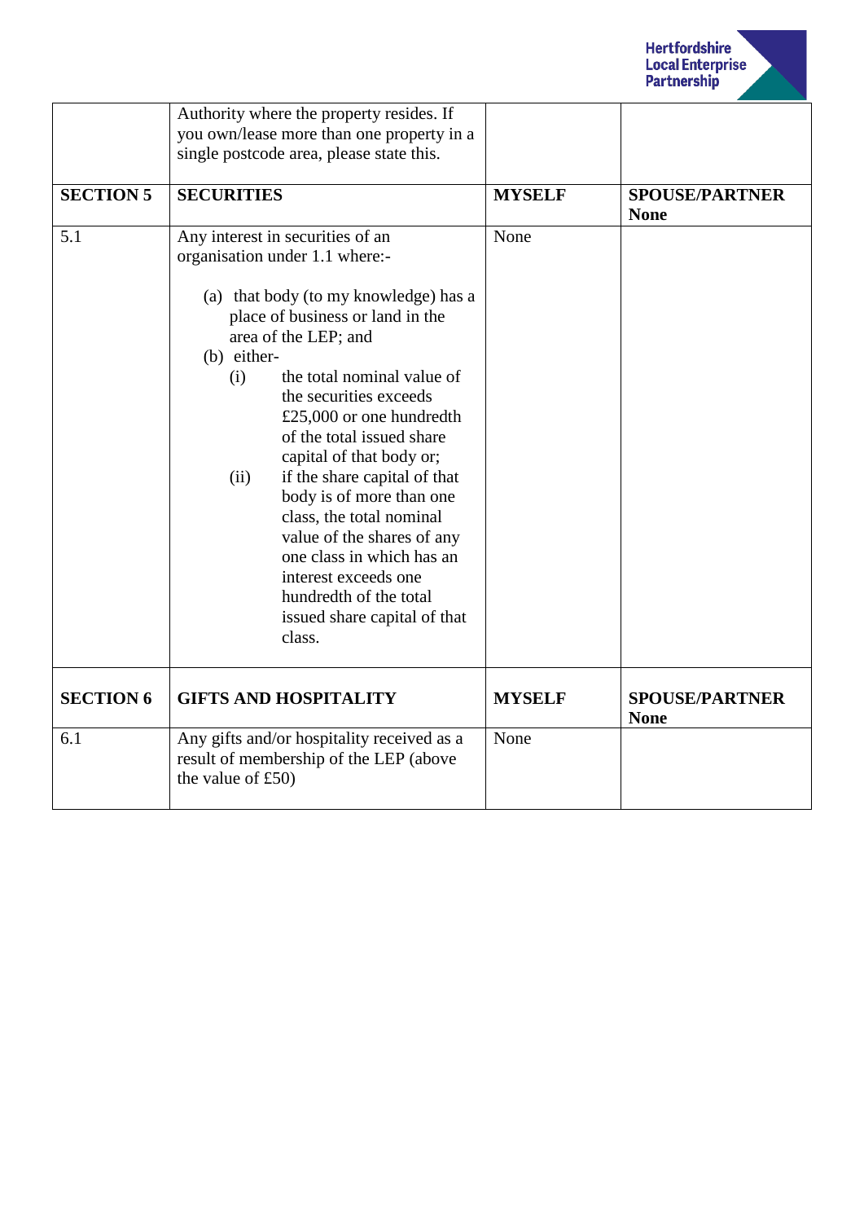| | | | |
|---|---|---|---|
| | Authority where the property resides. If you own/lease more than one property in a single postcode area, please state this. | | |
| **SECTION 5** | **SECURITIES** | **MYSELF** | **SPOUSE/PARTNER None** |
| 5.1 | Any interest in securities of an organisation under 1.1 where:- <br><br> (a) that body (to my knowledge) has a place of business or land in the area of the LEP; and <br> (b) either- <br> (i) the total nominal value of the securities exceeds £25,000 or one hundredth of the total issued share capital of that body or; <br> (ii) if the share capital of that body is of more than one class, the total nominal value of the shares of any one class in which has an interest exceeds one hundredth of the total issued share capital of that class. | None | |
| **SECTION 6** | **GIFTS AND HOSPITALITY** | **MYSELF** | **SPOUSE/PARTNER None** |
| 6.1 | Any gifts and/or hospitality received as a result of membership of the LEP (above the value of £50) | None | |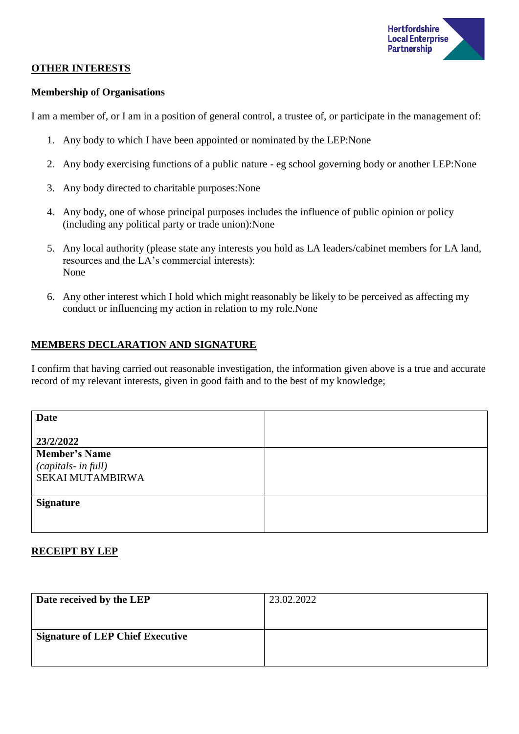## OTHER INTERESTS

**Membership of Organisations**

I am a member of, or I am in a position of general control, a trustee of, or participate in the management of:

1. Any body to which I have been appointed or nominated by the LEP:None
2. Any body exercising functions of a public nature - eg school governing body or another LEP:None
3. Any body directed to charitable purposes:None
4. Any body, one of whose principal purposes includes the influence of public opinion or policy (including any political party or trade union):None
5. Any local authority (please state any interests you hold as LA leaders/cabinet members for LA land, resources and the LA's commercial interests):
   None
6. Any other interest which I hold which might reasonably be likely to be perceived as affecting my conduct or influencing my action in relation to my role.None

## MEMBERS DECLARATION AND SIGNATURE

I confirm that having carried out reasonable investigation, the information given above is a true and accurate record of my relevant interests, given in good faith and to the best of my knowledge;

| | |
|---|---|
| **Date**<br><br>**23/2/2022** | |
| **Member's Name**<br>*(capitals- in full)*<br>SEKAI MUTAMBIRWA | |
| **Signature** | |

## RECEIPT BY LEP

| | |
|---|---|
| **Date received by the LEP** | 23.02.2022 |
| **Signature of LEP Chief Executive** | |